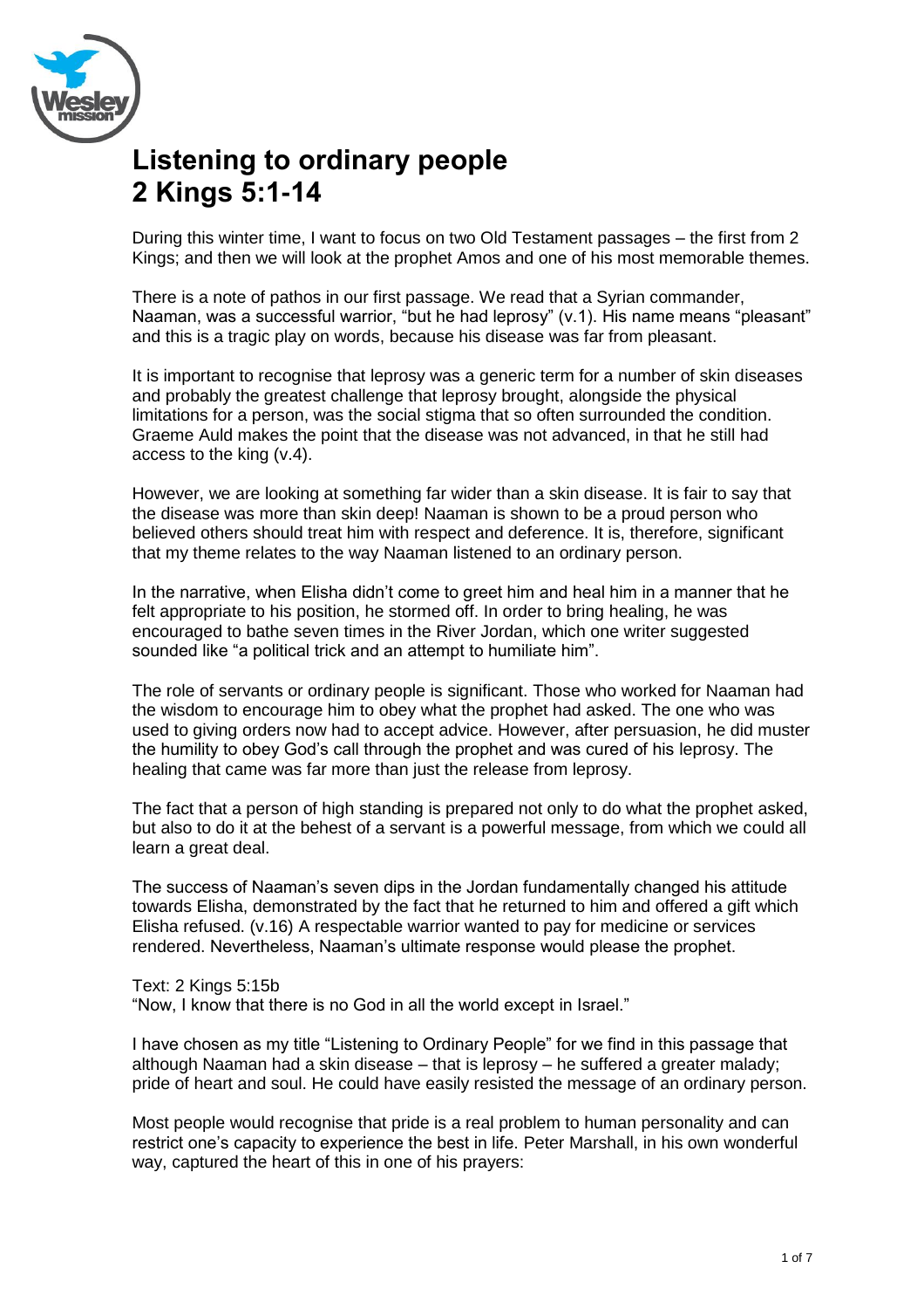# Listening to ordinary people
# 2 Kings 5:1-14

During this winter time, I want to focus on two Old Testament passages – the first from 2 Kings; and then we will look at the prophet Amos and one of his most memorable themes.

There is a note of pathos in our first passage. We read that a Syrian commander, Naaman, was a successful warrior, "but he had leprosy" (v.1). His name means "pleasant" and this is a tragic play on words, because his disease was far from pleasant.

It is important to recognise that leprosy was a generic term for a number of skin diseases and probably the greatest challenge that leprosy brought, alongside the physical limitations for a person, was the social stigma that so often surrounded the condition. Graeme Auld makes the point that the disease was not advanced, in that he still had access to the king (v.4).

However, we are looking at something far wider than a skin disease. It is fair to say that the disease was more than skin deep! Naaman is shown to be a proud person who believed others should treat him with respect and deference. It is, therefore, significant that my theme relates to the way Naaman listened to an ordinary person.

In the narrative, when Elisha didn't come to greet him and heal him in a manner that he felt appropriate to his position, he stormed off. In order to bring healing, he was encouraged to bathe seven times in the River Jordan, which one writer suggested sounded like "a political trick and an attempt to humiliate him".

The role of servants or ordinary people is significant. Those who worked for Naaman had the wisdom to encourage him to obey what the prophet had asked. The one who was used to giving orders now had to accept advice. However, after persuasion, he did muster the humility to obey God's call through the prophet and was cured of his leprosy. The healing that came was far more than just the release from leprosy.

The fact that a person of high standing is prepared not only to do what the prophet asked, but also to do it at the behest of a servant is a powerful message, from which we could all learn a great deal.

The success of Naaman's seven dips in the Jordan fundamentally changed his attitude towards Elisha, demonstrated by the fact that he returned to him and offered a gift which Elisha refused. (v.16) A respectable warrior wanted to pay for medicine or services rendered. Nevertheless, Naaman's ultimate response would please the prophet.

Text: 2 Kings 5:15b
"Now, I know that there is no God in all the world except in Israel."

I have chosen as my title "Listening to Ordinary People" for we find in this passage that although Naaman had a skin disease – that is leprosy – he suffered a greater malady; pride of heart and soul. He could have easily resisted the message of an ordinary person.

Most people would recognise that pride is a real problem to human personality and can restrict one's capacity to experience the best in life. Peter Marshall, in his own wonderful way, captured the heart of this in one of his prayers: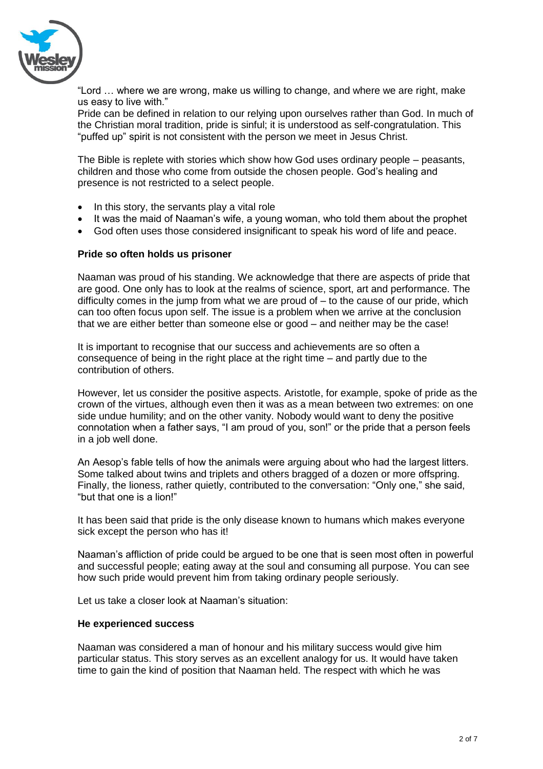"Lord … where we are wrong, make us willing to change, and where we are right, make us easy to live with."
Pride can be defined in relation to our relying upon ourselves rather than God. In much of the Christian moral tradition, pride is sinful; it is understood as self-congratulation. This "puffed up" spirit is not consistent with the person we meet in Jesus Christ.

The Bible is replete with stories which show how God uses ordinary people – peasants, children and those who come from outside the chosen people. God's healing and presence is not restricted to a select people.

- In this story, the servants play a vital role
- It was the maid of Naaman's wife, a young woman, who told them about the prophet
- God often uses those considered insignificant to speak his word of life and peace.

**Pride so often holds us prisoner**

Naaman was proud of his standing. We acknowledge that there are aspects of pride that are good. One only has to look at the realms of science, sport, art and performance. The difficulty comes in the jump from what we are proud of – to the cause of our pride, which can too often focus upon self. The issue is a problem when we arrive at the conclusion that we are either better than someone else or good – and neither may be the case!

It is important to recognise that our success and achievements are so often a consequence of being in the right place at the right time – and partly due to the contribution of others.

However, let us consider the positive aspects. Aristotle, for example, spoke of pride as the crown of the virtues, although even then it was as a mean between two extremes: on one side undue humility; and on the other vanity. Nobody would want to deny the positive connotation when a father says, "I am proud of you, son!" or the pride that a person feels in a job well done.

An Aesop's fable tells of how the animals were arguing about who had the largest litters. Some talked about twins and triplets and others bragged of a dozen or more offspring. Finally, the lioness, rather quietly, contributed to the conversation: "Only one," she said, "but that one is a lion!"

It has been said that pride is the only disease known to humans which makes everyone sick except the person who has it!

Naaman's affliction of pride could be argued to be one that is seen most often in powerful and successful people; eating away at the soul and consuming all purpose. You can see how such pride would prevent him from taking ordinary people seriously.

Let us take a closer look at Naaman's situation:

**He experienced success**

Naaman was considered a man of honour and his military success would give him particular status. This story serves as an excellent analogy for us. It would have taken time to gain the kind of position that Naaman held. The respect with which he was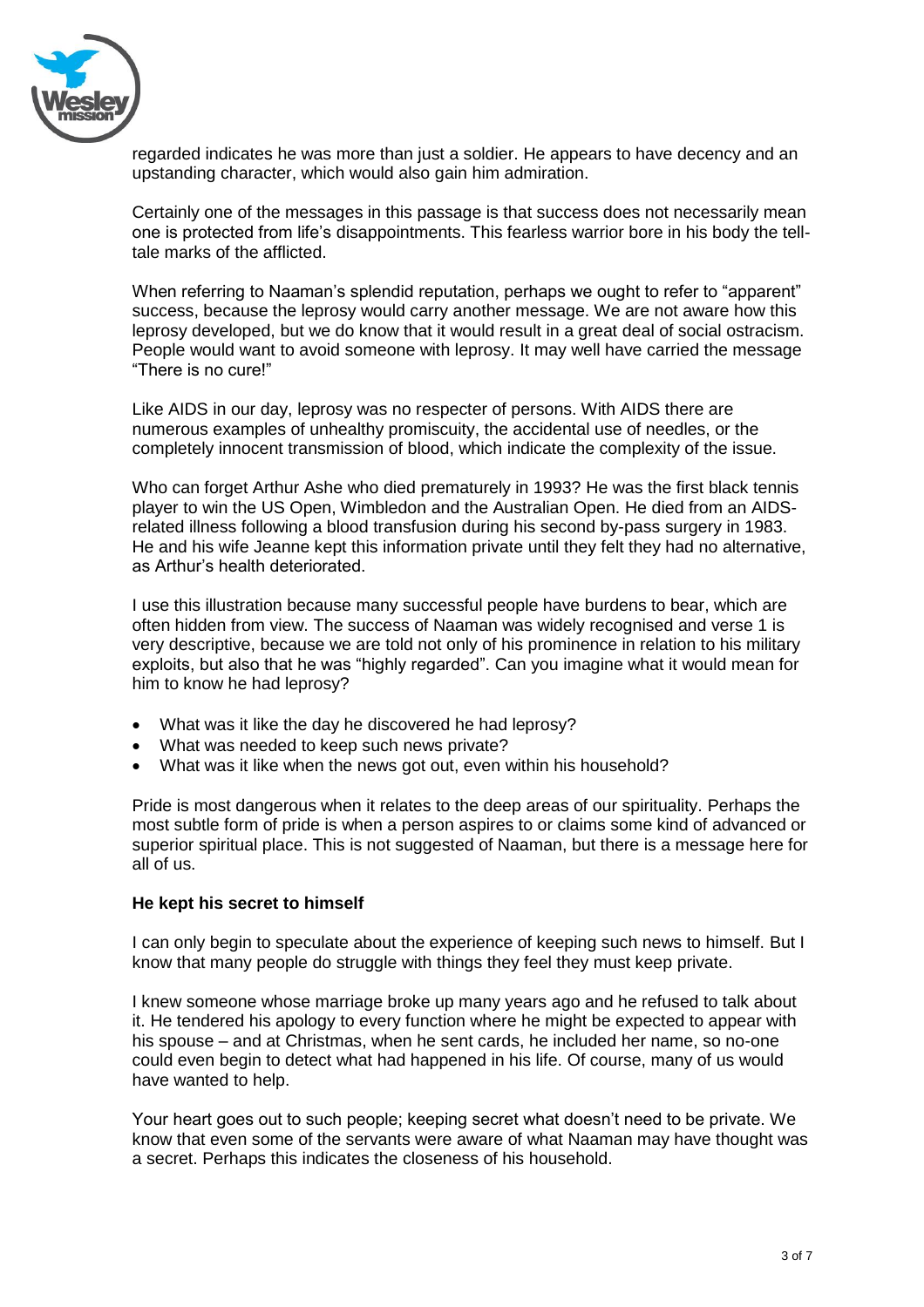regarded indicates he was more than just a soldier. He appears to have decency and an upstanding character, which would also gain him admiration.

Certainly one of the messages in this passage is that success does not necessarily mean one is protected from life's disappointments. This fearless warrior bore in his body the tell-tale marks of the afflicted.

When referring to Naaman's splendid reputation, perhaps we ought to refer to "apparent" success, because the leprosy would carry another message. We are not aware how this leprosy developed, but we do know that it would result in a great deal of social ostracism. People would want to avoid someone with leprosy. It may well have carried the message "There is no cure!"

Like AIDS in our day, leprosy was no respecter of persons. With AIDS there are numerous examples of unhealthy promiscuity, the accidental use of needles, or the completely innocent transmission of blood, which indicate the complexity of the issue.

Who can forget Arthur Ashe who died prematurely in 1993? He was the first black tennis player to win the US Open, Wimbledon and the Australian Open. He died from an AIDS-related illness following a blood transfusion during his second by-pass surgery in 1983. He and his wife Jeanne kept this information private until they felt they had no alternative, as Arthur's health deteriorated.

I use this illustration because many successful people have burdens to bear, which are often hidden from view. The success of Naaman was widely recognised and verse 1 is very descriptive, because we are told not only of his prominence in relation to his military exploits, but also that he was "highly regarded". Can you imagine what it would mean for him to know he had leprosy?

- What was it like the day he discovered he had leprosy?
- What was needed to keep such news private?
- What was it like when the news got out, even within his household?

Pride is most dangerous when it relates to the deep areas of our spirituality. Perhaps the most subtle form of pride is when a person aspires to or claims some kind of advanced or superior spiritual place. This is not suggested of Naaman, but there is a message here for all of us.

**He kept his secret to himself**

I can only begin to speculate about the experience of keeping such news to himself. But I know that many people do struggle with things they feel they must keep private.

I knew someone whose marriage broke up many years ago and he refused to talk about it. He tendered his apology to every function where he might be expected to appear with his spouse – and at Christmas, when he sent cards, he included her name, so no-one could even begin to detect what had happened in his life. Of course, many of us would have wanted to help.

Your heart goes out to such people; keeping secret what doesn't need to be private. We know that even some of the servants were aware of what Naaman may have thought was a secret. Perhaps this indicates the closeness of his household.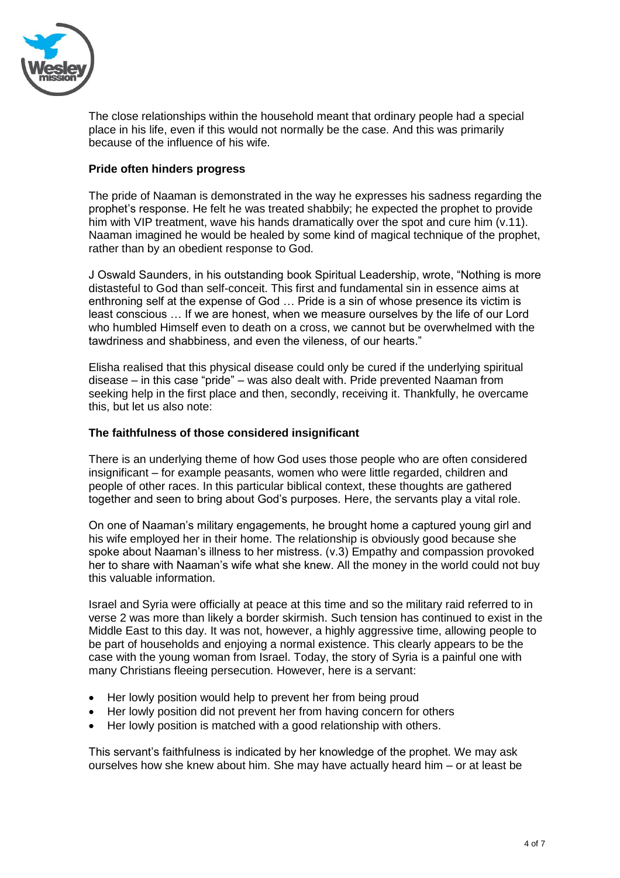The close relationships within the household meant that ordinary people had a special place in his life, even if this would not normally be the case. And this was primarily because of the influence of his wife.

**Pride often hinders progress**

The pride of Naaman is demonstrated in the way he expresses his sadness regarding the prophet's response. He felt he was treated shabbily; he expected the prophet to provide him with VIP treatment, wave his hands dramatically over the spot and cure him (v.11). Naaman imagined he would be healed by some kind of magical technique of the prophet, rather than by an obedient response to God.

J Oswald Saunders, in his outstanding book Spiritual Leadership, wrote, "Nothing is more distasteful to God than self-conceit. This first and fundamental sin in essence aims at enthroning self at the expense of God … Pride is a sin of whose presence its victim is least conscious … If we are honest, when we measure ourselves by the life of our Lord who humbled Himself even to death on a cross, we cannot but be overwhelmed with the tawdriness and shabbiness, and even the vileness, of our hearts."

Elisha realised that this physical disease could only be cured if the underlying spiritual disease – in this case "pride" – was also dealt with. Pride prevented Naaman from seeking help in the first place and then, secondly, receiving it. Thankfully, he overcame this, but let us also note:

**The faithfulness of those considered insignificant**

There is an underlying theme of how God uses those people who are often considered insignificant – for example peasants, women who were little regarded, children and people of other races. In this particular biblical context, these thoughts are gathered together and seen to bring about God's purposes. Here, the servants play a vital role.

On one of Naaman's military engagements, he brought home a captured young girl and his wife employed her in their home. The relationship is obviously good because she spoke about Naaman's illness to her mistress. (v.3) Empathy and compassion provoked her to share with Naaman's wife what she knew. All the money in the world could not buy this valuable information.

Israel and Syria were officially at peace at this time and so the military raid referred to in verse 2 was more than likely a border skirmish. Such tension has continued to exist in the Middle East to this day. It was not, however, a highly aggressive time, allowing people to be part of households and enjoying a normal existence. This clearly appears to be the case with the young woman from Israel. Today, the story of Syria is a painful one with many Christians fleeing persecution. However, here is a servant:

- Her lowly position would help to prevent her from being proud
- Her lowly position did not prevent her from having concern for others
- Her lowly position is matched with a good relationship with others.

This servant's faithfulness is indicated by her knowledge of the prophet. We may ask ourselves how she knew about him. She may have actually heard him – or at least be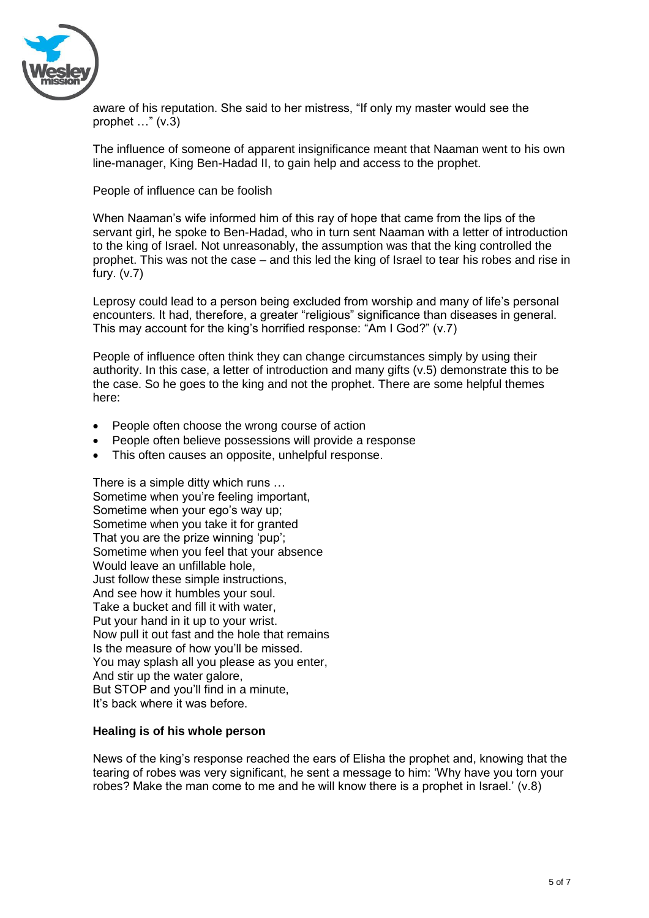aware of his reputation. She said to her mistress, "If only my master would see the prophet …" (v.3)

The influence of someone of apparent insignificance meant that Naaman went to his own line-manager, King Ben-Hadad II, to gain help and access to the prophet.

People of influence can be foolish

When Naaman's wife informed him of this ray of hope that came from the lips of the servant girl, he spoke to Ben-Hadad, who in turn sent Naaman with a letter of introduction to the king of Israel. Not unreasonably, the assumption was that the king controlled the prophet. This was not the case – and this led the king of Israel to tear his robes and rise in fury. (v.7)

Leprosy could lead to a person being excluded from worship and many of life's personal encounters. It had, therefore, a greater "religious" significance than diseases in general. This may account for the king's horrified response: "Am I God?" (v.7)

People of influence often think they can change circumstances simply by using their authority. In this case, a letter of introduction and many gifts (v.5) demonstrate this to be the case. So he goes to the king and not the prophet. There are some helpful themes here:

- People often choose the wrong course of action
- People often believe possessions will provide a response
- This often causes an opposite, unhelpful response.

There is a simple ditty which runs …
Sometime when you're feeling important,
Sometime when your ego's way up;
Sometime when you take it for granted
That you are the prize winning 'pup';
Sometime when you feel that your absence
Would leave an unfillable hole,
Just follow these simple instructions,
And see how it humbles your soul.
Take a bucket and fill it with water,
Put your hand in it up to your wrist.
Now pull it out fast and the hole that remains
Is the measure of how you'll be missed.
You may splash all you please as you enter,
And stir up the water galore,
But STOP and you'll find in a minute,
It's back where it was before.

**Healing is of his whole person**

News of the king's response reached the ears of Elisha the prophet and, knowing that the tearing of robes was very significant, he sent a message to him: 'Why have you torn your robes? Make the man come to me and he will know there is a prophet in Israel.' (v.8)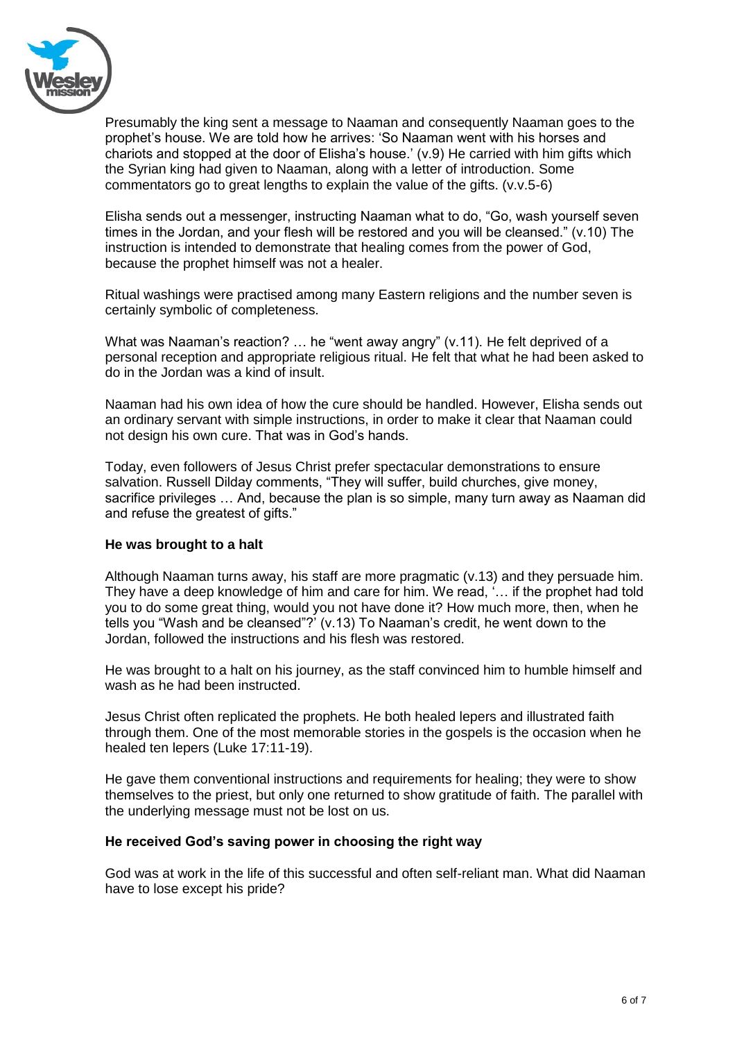Presumably the king sent a message to Naaman and consequently Naaman goes to the prophet's house. We are told how he arrives: 'So Naaman went with his horses and chariots and stopped at the door of Elisha's house.' (v.9) He carried with him gifts which the Syrian king had given to Naaman, along with a letter of introduction. Some commentators go to great lengths to explain the value of the gifts. (v.v.5-6)

Elisha sends out a messenger, instructing Naaman what to do, "Go, wash yourself seven times in the Jordan, and your flesh will be restored and you will be cleansed." (v.10) The instruction is intended to demonstrate that healing comes from the power of God, because the prophet himself was not a healer.

Ritual washings were practised among many Eastern religions and the number seven is certainly symbolic of completeness.

What was Naaman's reaction? … he "went away angry" (v.11). He felt deprived of a personal reception and appropriate religious ritual. He felt that what he had been asked to do in the Jordan was a kind of insult.

Naaman had his own idea of how the cure should be handled. However, Elisha sends out an ordinary servant with simple instructions, in order to make it clear that Naaman could not design his own cure. That was in God's hands.

Today, even followers of Jesus Christ prefer spectacular demonstrations to ensure salvation. Russell Dilday comments, "They will suffer, build churches, give money, sacrifice privileges … And, because the plan is so simple, many turn away as Naaman did and refuse the greatest of gifts."

**He was brought to a halt**

Although Naaman turns away, his staff are more pragmatic (v.13) and they persuade him. They have a deep knowledge of him and care for him. We read, '… if the prophet had told you to do some great thing, would you not have done it? How much more, then, when he tells you "Wash and be cleansed"?' (v.13) To Naaman's credit, he went down to the Jordan, followed the instructions and his flesh was restored.

He was brought to a halt on his journey, as the staff convinced him to humble himself and wash as he had been instructed.

Jesus Christ often replicated the prophets. He both healed lepers and illustrated faith through them. One of the most memorable stories in the gospels is the occasion when he healed ten lepers (Luke 17:11-19).

He gave them conventional instructions and requirements for healing; they were to show themselves to the priest, but only one returned to show gratitude of faith. The parallel with the underlying message must not be lost on us.

**He received God's saving power in choosing the right way**

God was at work in the life of this successful and often self-reliant man. What did Naaman have to lose except his pride?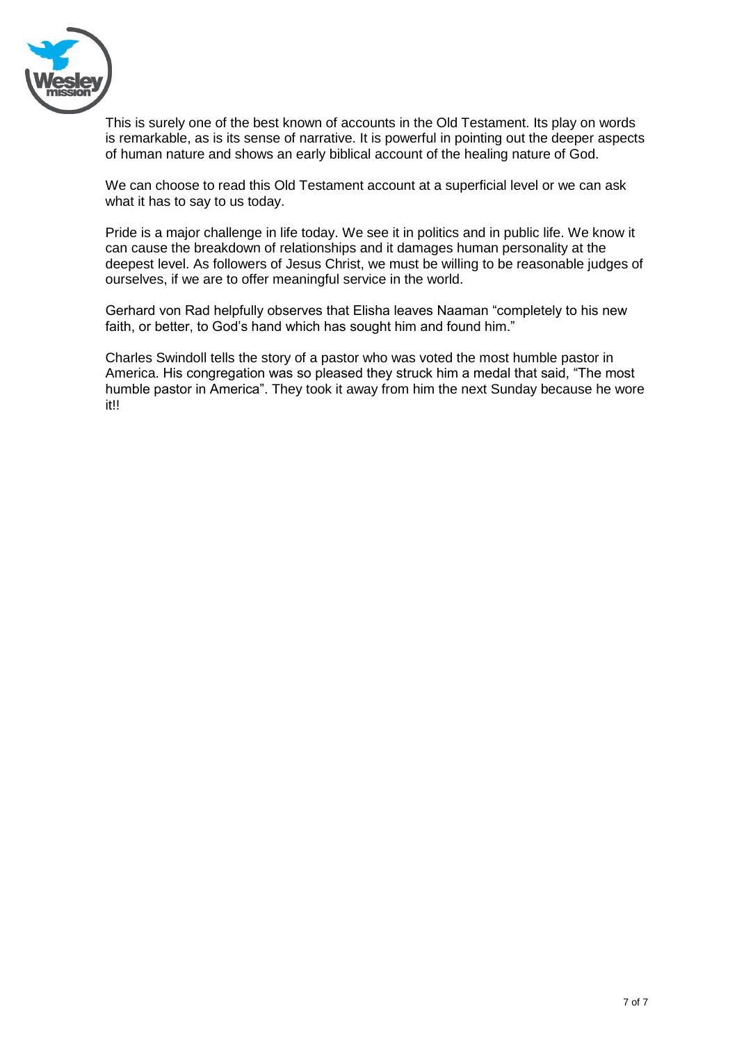This is surely one of the best known of accounts in the Old Testament. Its play on words is remarkable, as is its sense of narrative. It is powerful in pointing out the deeper aspects of human nature and shows an early biblical account of the healing nature of God.

We can choose to read this Old Testament account at a superficial level or we can ask what it has to say to us today.

Pride is a major challenge in life today. We see it in politics and in public life. We know it can cause the breakdown of relationships and it damages human personality at the deepest level. As followers of Jesus Christ, we must be willing to be reasonable judges of ourselves, if we are to offer meaningful service in the world.

Gerhard von Rad helpfully observes that Elisha leaves Naaman "completely to his new faith, or better, to God's hand which has sought him and found him."

Charles Swindoll tells the story of a pastor who was voted the most humble pastor in America. His congregation was so pleased they struck him a medal that said, "The most humble pastor in America". They took it away from him the next Sunday because he wore it!!